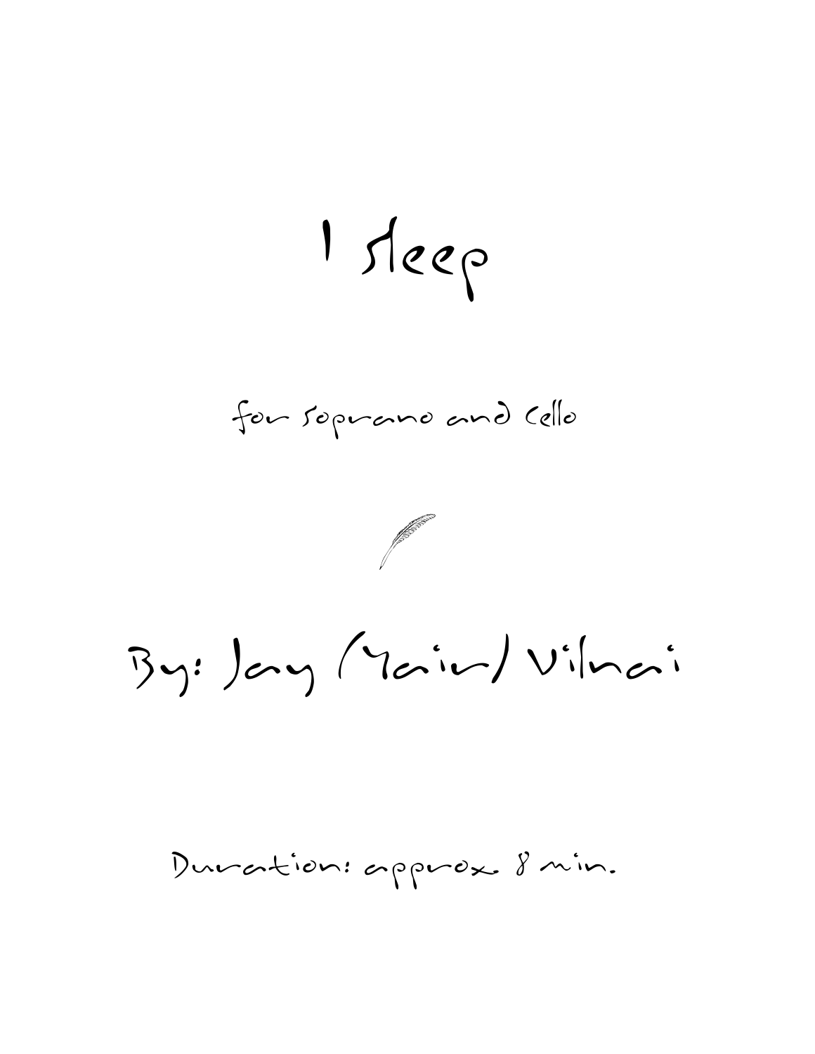# I Sleep

for soprano and cello

## By: Jay (Yair) Vilnai

Duration: approx. 8 min.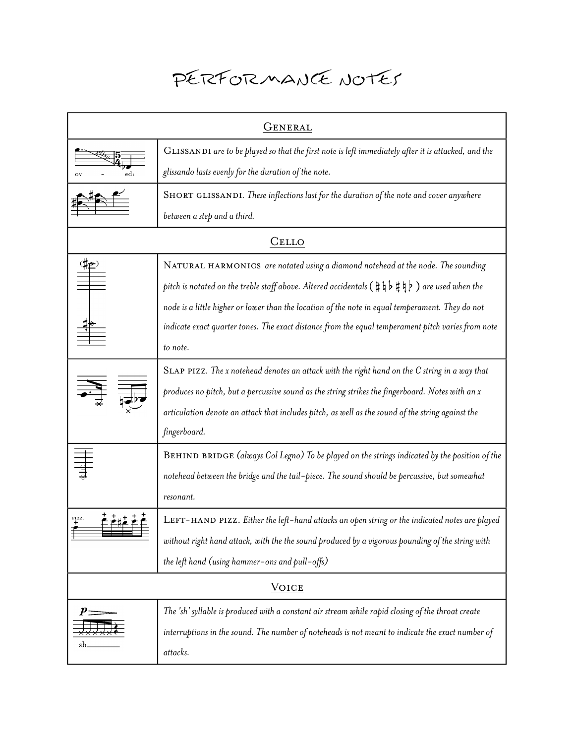# PERFORMANCE NOTES

| | |
|---|---|
| **General** | |
| ov - ed: | GLISSANDI *are to be played so that the first note is left immediately after it is attacked, and the glissando lasts evenly for the duration of the note.* |
| | SHORT GLISSANDI. *These inflections last for the duration of the note and cover anywhere between a step and a third.* |
| **Cello** | |
| | NATURAL HARMONICS *are notated using a diamond notehead at the node. The sounding pitch is notated on the treble staff above. Altered accidentals ( ♯ ♮ ♭ ♯ ♮ ♭ ) are used when the node is a little higher or lower than the location of the note in equal temperament. They do not indicate exact quarter tones. The exact distance from the equal temperament pitch varies from note to note.* |
| | SLAP PIZZ. *The x notehead denotes an attack with the right hand on the C string in a way that produces no pitch, but a percussive sound as the string strikes the fingerboard. Notes with an x articulation denote an attack that includes pitch, as well as the sound of the string against the fingerboard.* |
| | BEHIND BRIDGE *(always Col Legno) To be played on the strings indicated by the position of the notehead between the bridge and the tail-piece. The sound should be percussive, but somewhat resonant.* |
| pizz. | LEFT-HAND PIZZ. *Either the left-hand attacks an open string or the indicated notes are played without right hand attack, with the the sound produced by a vigorous pounding of the string with the left hand (using hammer-ons and pull-offs)* |
| **Voice** | |
| p sh | *The 'sh' syllable is produced with a constant air stream while rapid closing of the throat create interruptions in the sound. The number of noteheads is not meant to indicate the exact number of attacks.* |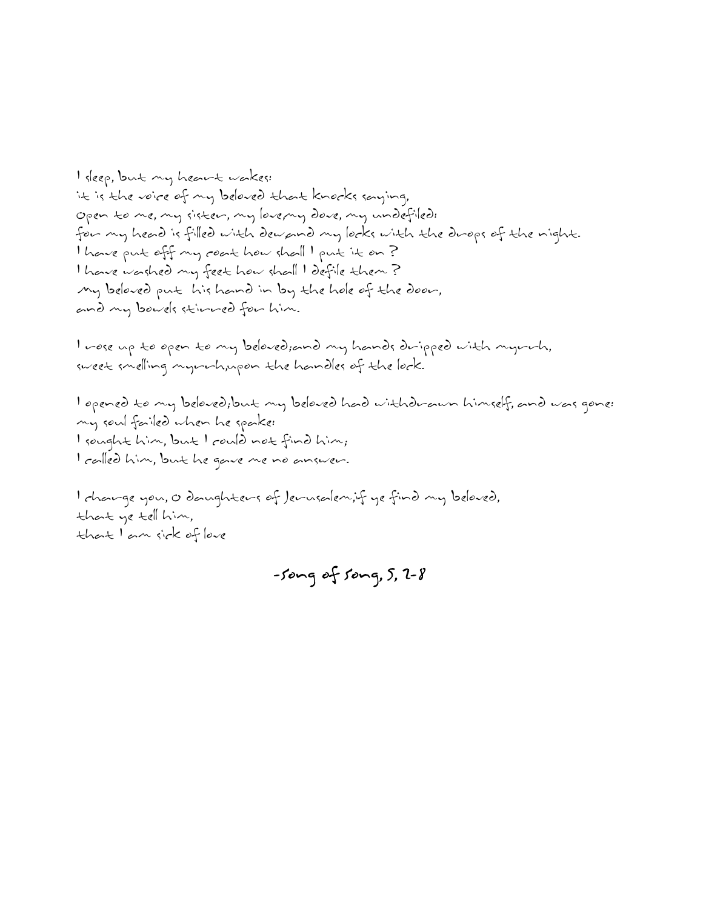I sleep, but my heart wakes:
it is the voice of my beloved that knocks saying,
Open to me, my sister, my love,my dove, my undefiled:
for my head is filled with dew,and my locks with the drops of the night.
I have put off my coat how shall I put it on ?
I have washed my feet how shall I defile them ?
My beloved put his hand in by the hole of the door,
and my bowels stirred for him.

I rose up to open to my beloved;and my hands dripped with myrrh,
sweet smelling myrrh,upon the handles of the lock.

I opened to my beloved;but my beloved had withdrawn himself, and was gone:
my soul failed when he spake:
I sought him, but I could not find him;
I called him, but he gave me no answer.

I charge you, O daughters of Jerusalem;if ye find my beloved,
that ye tell him,
that I am sick of love

**-Song of Song, 5, 2-8**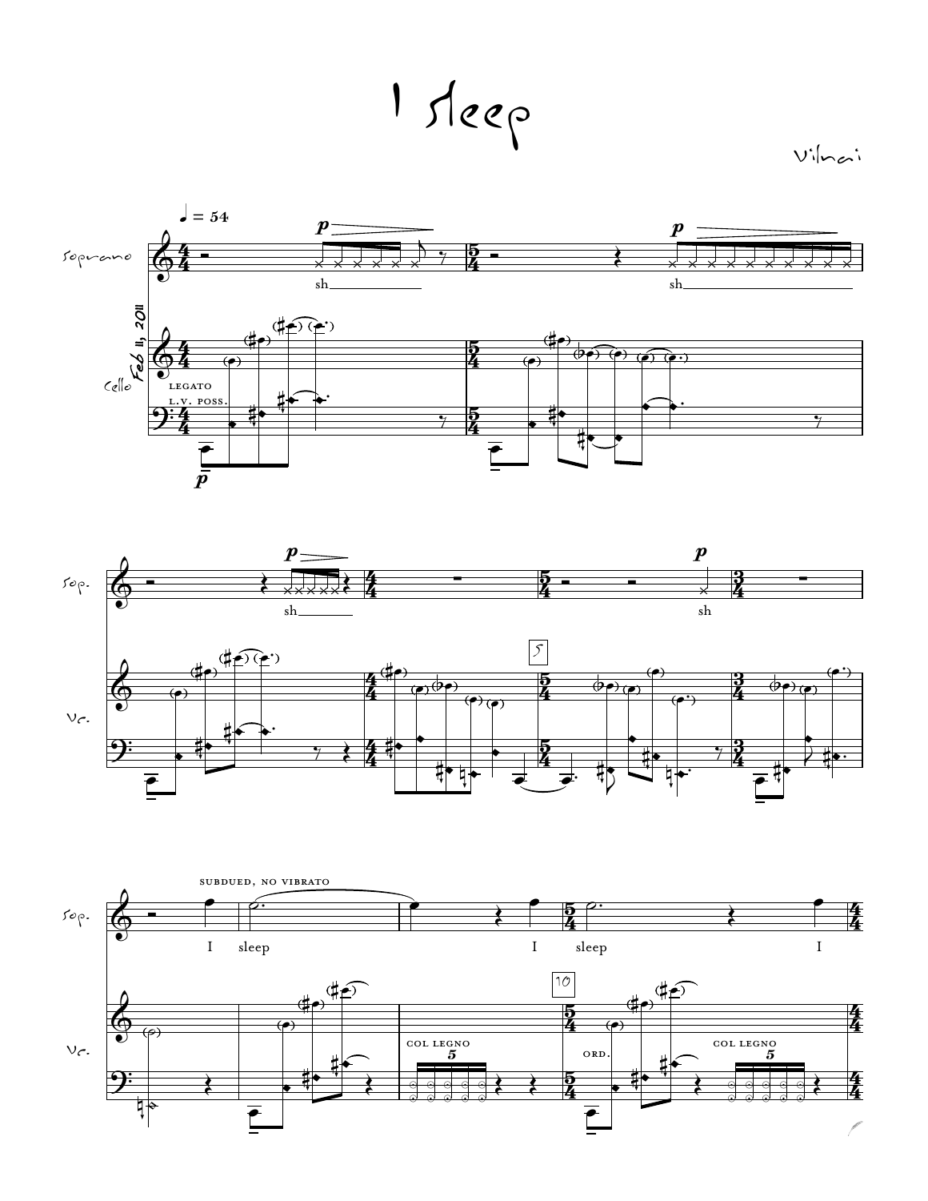# I Sleep

Vilnai

Feb 11, 2011

♩ = 54

Soprano

Cello

*p*

sh

LEGATO

L.V. POSS.

*p*

sh

Sop.

Vc.

*p*

sh

*p*

sh

5

SUBDUED, NO VIBRATO

I sleep

I sleep

I

10

COL LEGNO

ORD.

COL LEGNO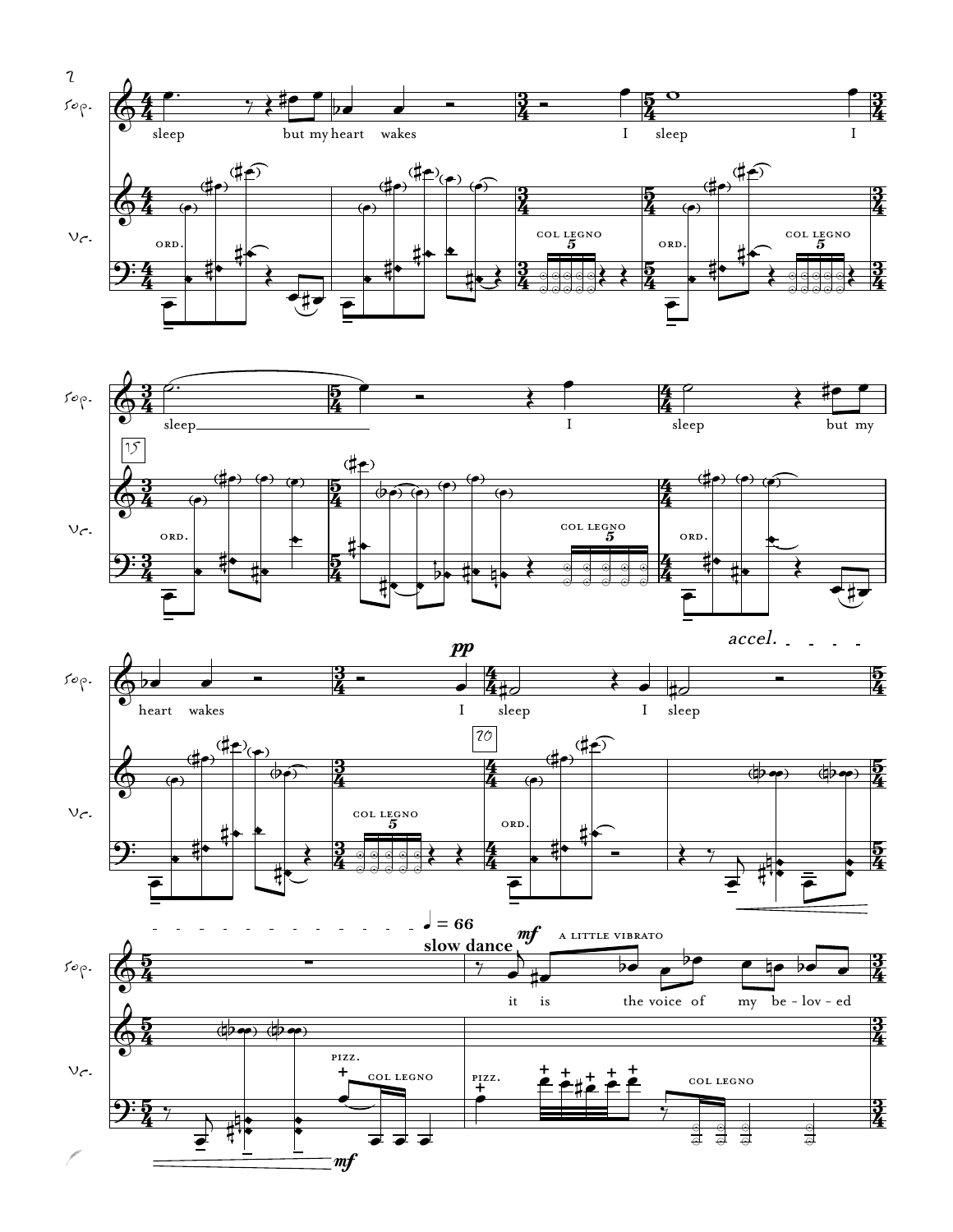sop.

Vc.

sleep but my heart wakes I sleep I

ORD. COL LEGNO 5 ORD. COL LEGNO 5

15

sleep I sleep but my

ORD. COL LEGNO 5 ORD.

*pp* *accel.*

heart wakes I sleep I sleep

20

COL LEGNO 5 ORD.

♩ = 66

**slow dance**

*mf* A LITTLE VIBRATO

it is the voice of my be - lov - ed

PIZZ. COL LEGNO PIZZ. COL LEGNO

*mf*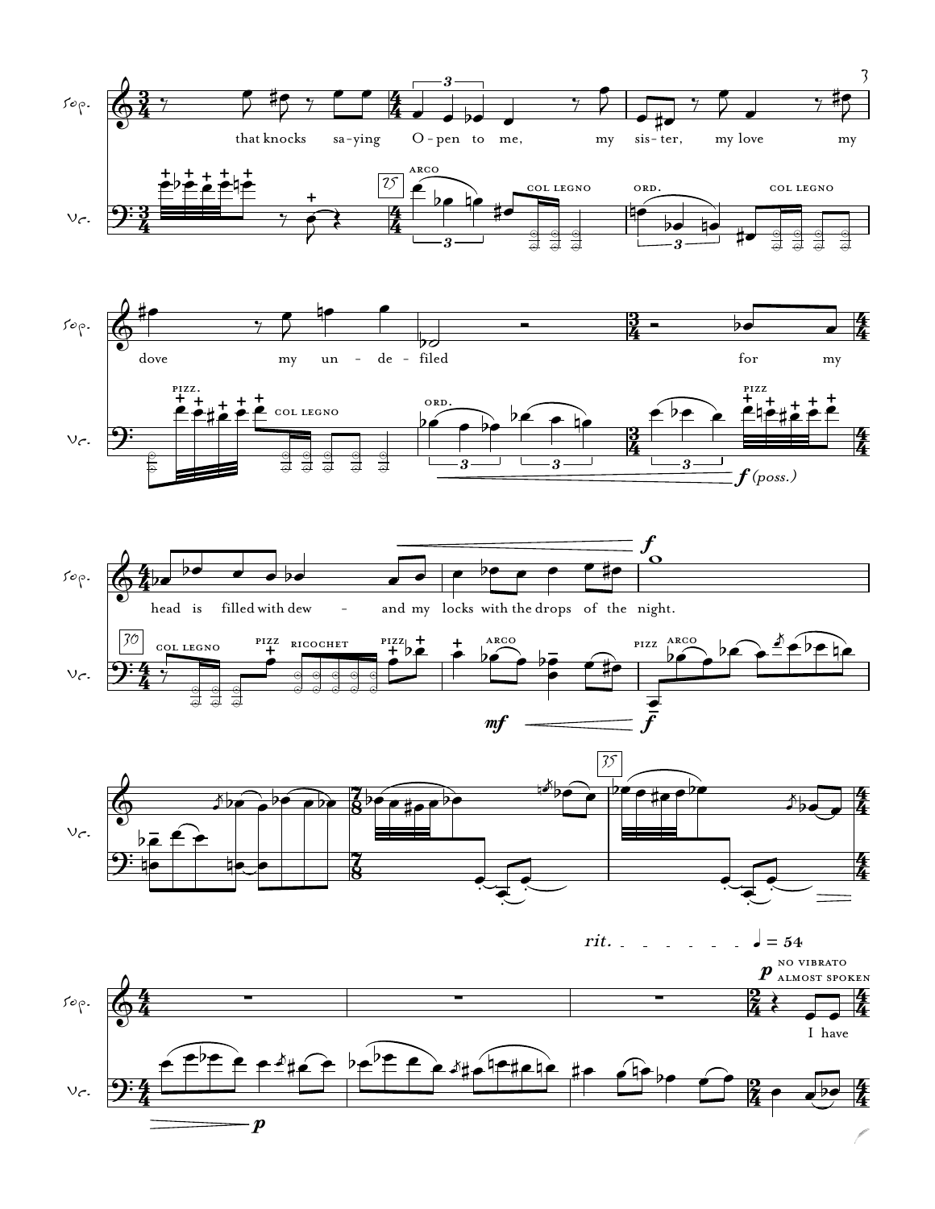Sop.

that knocks saying Open to me, my sister, my love my

Vc.

ARCO · COL LEGNO · ORD. · COL LEGNO

25

Sop.

dove my undefiled for my

Vc.

PIZZ. · COL LEGNO · ORD. · PIZZ

*f (poss.)*

Sop.

head is filled with dew - and my locks with the drops of the night.

*f*

Vc.

30

COL LEGNO · PIZZ · RICOCHET · PIZZ · ARCO · PIZZ · ARCO

*mf* · *f*

Vc.

35

Sop.

*rit.* ♩ = 54

*p* NO VIBRATO ALMOST SPOKEN

I have

Vc.

*p*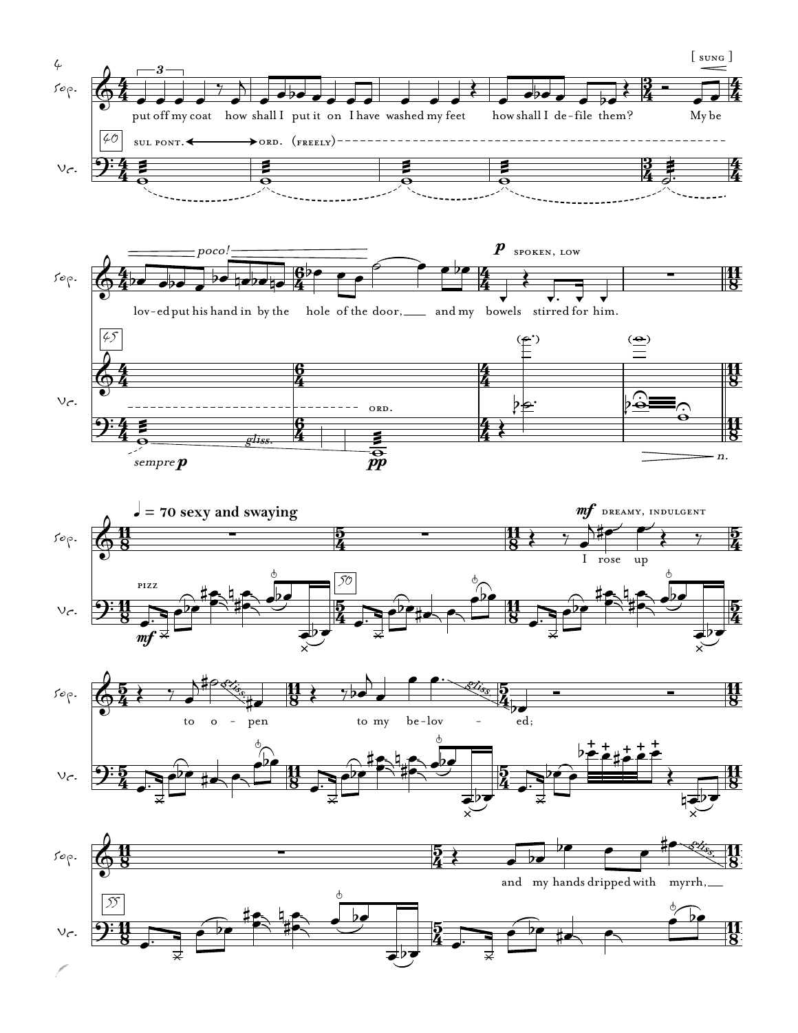[ sung ]

Sop.

put off my coat how shall I put it on I have washed my feet how shall I de-file them? My be

40

sul pont. ←→ ord. (freely)

Vc.

*poco!*

lov-ed put his hand in by the hole of the door, and my bowels stirred for him.

***p*** spoken, low

45

ord.

*sempre* ***p*** *gliss.* ***pp*** *n.*

**♩ = 70 sexy and swaying**

***mf*** dreamy, indulgent

I rose up

pizz

***mf***

50

to o - pen to my be-lov - ed;

*gliss.* *gliss*

55

and my hands dripped with myrrh,

*gliss.*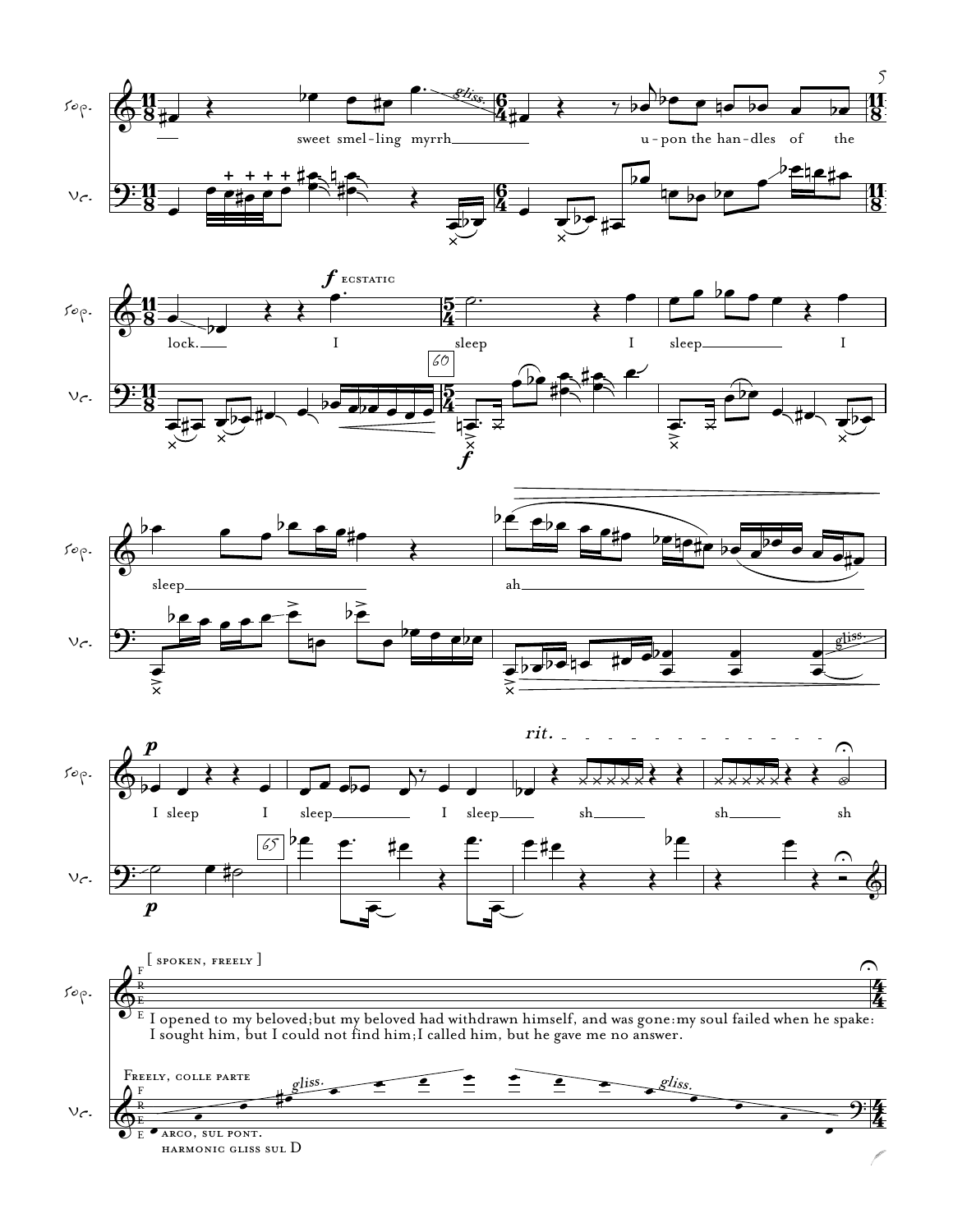Sop.

sweet smel-ling myrrh u-pon the han-dles of the

Vc.

gliss.

Sop.

*f* ecstatic

lock. I sleep I sleep I

Vc.

60

*f*

Sop.

sleep ah

Vc.

gliss.

Sop.

*p*

rit.

I sleep I sleep I sleep sh sh sh

Vc.

*p*

65

Sop.

[ spoken, freely ]

FREE

I opened to my beloved; but my beloved had withdrawn himself, and was gone: my soul failed when he spake: I sought him, but I could not find him; I called him, but he gave me no answer.

Vc.

Freely, colle parte

FREE

arco, sul pont.
harmonic gliss sul D

gliss.

gliss.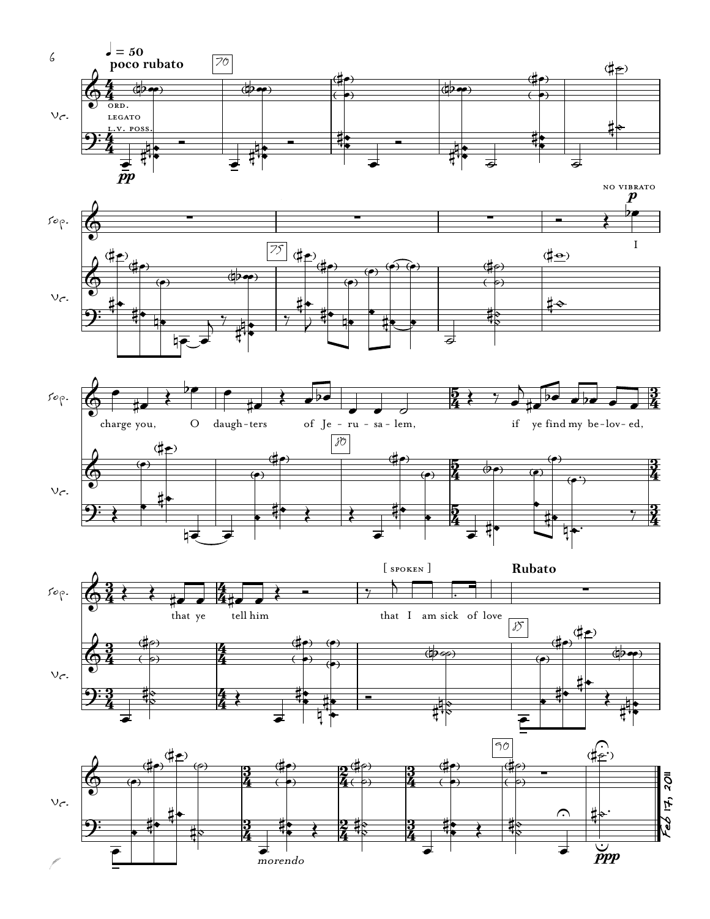♩ = 50

**poco rubato**

ord.
legato
l.v. poss.

*pp*

no vibrato

*p*

I charge you, O daugh-ters of Je-ru-sa-lem, if ye find my be-lov-ed, that ye tell him

[ spoken ]

that I am sick of love

**Rubato**

*morendo*

*ppp*

Feb 17, 2011